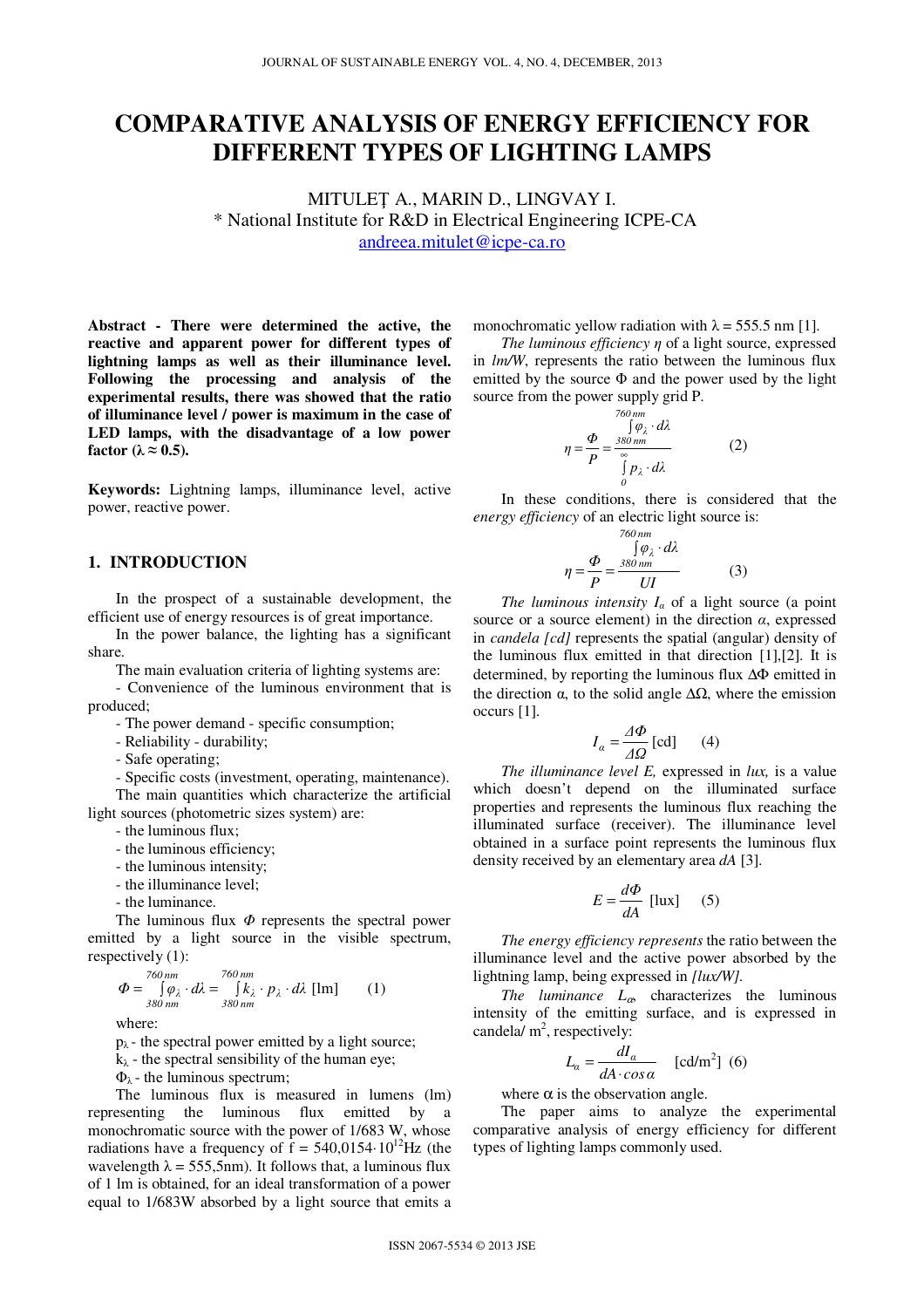# COMPARATIVE ANALYSIS OF ENERGY EFFICIENCY FOR DIFFERENT TYPES OF LIGHTING LAMPS

MITULEȚ A., MARIN D., LINGVAY I.
\* National Institute for R&D in Electrical Engineering ICPE-CA
andreea.mitulet@icpe-ca.ro

**Abstract - There were determined the active, the reactive and apparent power for different types of lightning lamps as well as their illuminance level. Following the processing and analysis of the experimental results, there was showed that the ratio of illuminance level / power is maximum in the case of LED lamps, with the disadvantage of a low power factor (λ ≈ 0.5).**

**Keywords:** Lightning lamps, illuminance level, active power, reactive power.

## 1. INTRODUCTION

In the prospect of a sustainable development, the efficient use of energy resources is of great importance.

In the power balance, the lighting has a significant share.

The main evaluation criteria of lighting systems are:

- Convenience of the luminous environment that is produced;
- The power demand - specific consumption;
- Reliability - durability;
- Safe operating;
- Specific costs (investment, operating, maintenance).

The main quantities which characterize the artificial light sources (photometric sizes system) are:

- the luminous flux;
- the luminous efficiency;
- the luminous intensity;
- the illuminance level;
- the luminance.

The luminous flux $\Phi$ represents the spectral power emitted by a light source in the visible spectrum, respectively (1):

$$\Phi = \int_{380\,nm}^{760\,nm} \varphi_\lambda \cdot d\lambda = \int_{380\,nm}^{760\,nm} k_\lambda \cdot p_\lambda \cdot d\lambda \text{ [lm]} \qquad (1)$$

where:

$p_\lambda$ - the spectral power emitted by a light source;
$k_\lambda$ - the spectral sensibility of the human eye;
$\Phi_\lambda$ - the luminous spectrum;

The luminous flux is measured in lumens (lm) representing the luminous flux emitted by a monochromatic source with the power of 1/683 W, whose radiations have a frequency of $f = 540{,}0154 \cdot 10^{12}$Hz (the wavelength $\lambda = 555{,}5$nm). It follows that, a luminous flux of 1 lm is obtained, for an ideal transformation of a power equal to 1/683W absorbed by a light source that emits a monochromatic yellow radiation with $\lambda = 555.5$ nm [1].

*The luminous efficiency η* of a light source, expressed in *lm/W*, represents the ratio between the luminous flux emitted by the source Φ and the power used by the light source from the power supply grid P.

$$\eta = \frac{\Phi}{P} = \frac{\int_{380\,nm}^{760\,nm} \varphi_\lambda \cdot d\lambda}{\int_{0}^{\infty} p_\lambda \cdot d\lambda} \qquad (2)$$

In these conditions, there is considered that the *energy efficiency* of an electric light source is:

$$\eta = \frac{\Phi}{P} = \frac{\int_{380\,nm}^{760\,nm} \varphi_\lambda \cdot d\lambda}{UI} \qquad (3)$$

*The luminous intensity* $I_\alpha$ of a light source (a point source or a source element) in the direction *α*, expressed in *candela [cd]* represents the spatial (angular) density of the luminous flux emitted in that direction [1],[2]. It is determined, by reporting the luminous flux ΔΦ emitted in the direction α, to the solid angle ΔΩ, where the emission occurs [1].

$$I_\alpha = \frac{\Delta\Phi}{\Delta\Omega} \text{ [cd]} \qquad (4)$$

*The illuminance level E,* expressed in *lux,* is a value which doesn't depend on the illuminated surface properties and represents the luminous flux reaching the illuminated surface (receiver). The illuminance level obtained in a surface point represents the luminous flux density received by an elementary area *dA* [3].

$$E = \frac{d\Phi}{dA} \text{ [lux]} \qquad (5)$$

*The energy efficiency represents* the ratio between the illuminance level and the active power absorbed by the lightning lamp, being expressed in *[lux/W].*

*The luminance* $L_\alpha$, characterizes the luminous intensity of the emitting surface, and is expressed in candela/ m$^2$, respectively:

$$L_\alpha = \frac{dI_\alpha}{dA \cdot \cos\alpha} \quad \text{[cd/m}^2\text{]} \quad (6)$$

where α is the observation angle.

The paper aims to analyze the experimental comparative analysis of energy efficiency for different types of lighting lamps commonly used.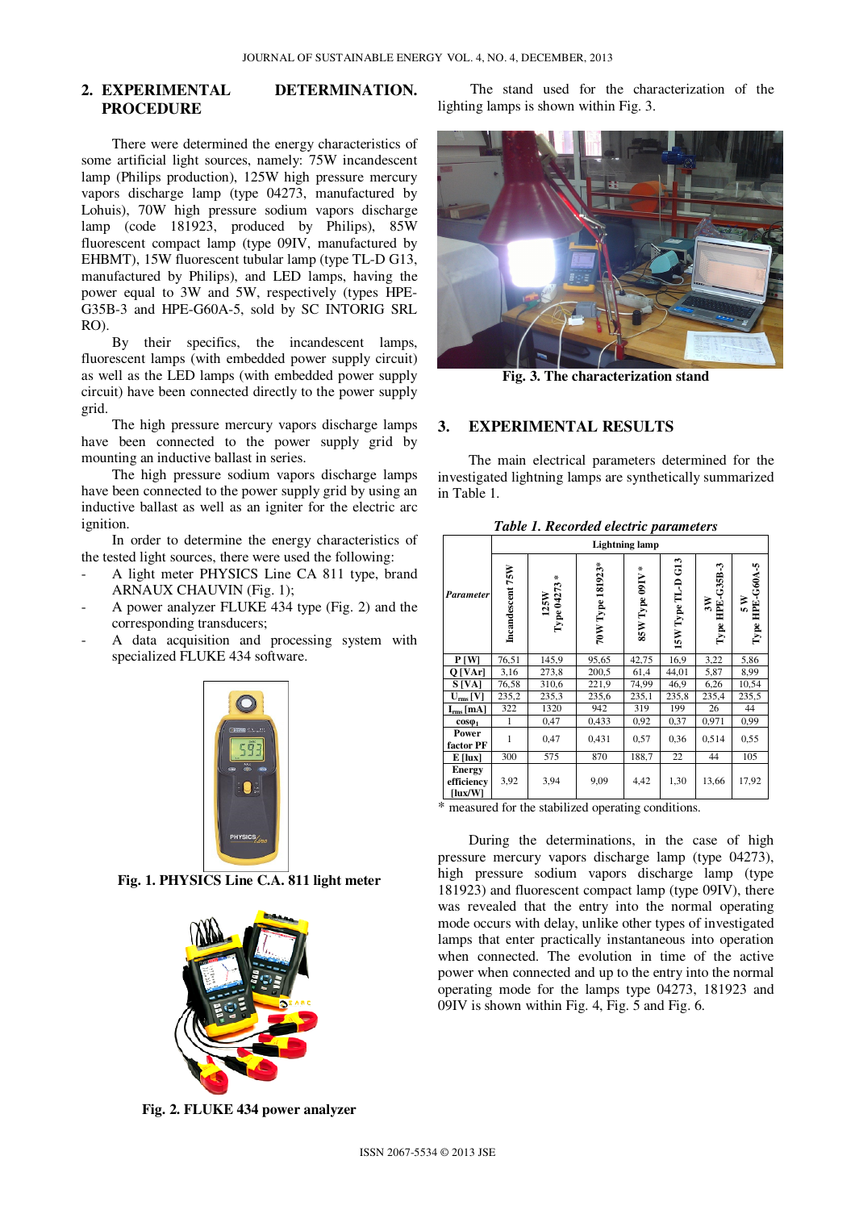## 2. EXPERIMENTAL DETERMINATION. PROCEDURE

There were determined the energy characteristics of some artificial light sources, namely: 75W incandescent lamp (Philips production), 125W high pressure mercury vapors discharge lamp (type 04273, manufactured by Lohuis), 70W high pressure sodium vapors discharge lamp (code 181923, produced by Philips), 85W fluorescent compact lamp (type 09IV, manufactured by EHBMT), 15W fluorescent tubular lamp (type TL-D G13, manufactured by Philips), and LED lamps, having the power equal to 3W and 5W, respectively (types HPE-G35B-3 and HPE-G60A-5, sold by SC INTORIG SRL RO).

By their specifics, the incandescent lamps, fluorescent lamps (with embedded power supply circuit) as well as the LED lamps (with embedded power supply circuit) have been connected directly to the power supply grid.

The high pressure mercury vapors discharge lamps have been connected to the power supply grid by mounting an inductive ballast in series.

The high pressure sodium vapors discharge lamps have been connected to the power supply grid by using an inductive ballast as well as an igniter for the electric arc ignition.

In order to determine the energy characteristics of the tested light sources, there were used the following:

- A light meter PHYSICS Line CA 811 type, brand ARNAUX CHAUVIN (Fig. 1);
- A power analyzer FLUKE 434 type (Fig. 2) and the corresponding transducers;
- A data acquisition and processing system with specialized FLUKE 434 software.

**Fig. 1. PHYSICS Line C.A. 811 light meter**

**Fig. 2. FLUKE 434 power analyzer**

The stand used for the characterization of the lighting lamps is shown within Fig. 3.

**Fig. 3. The characterization stand**

## 3. EXPERIMENTAL RESULTS

The main electrical parameters determined for the investigated lightning lamps are synthetically summarized in Table 1.

***Table 1. Recorded electric parameters***

| *Parameter* | Lightning lamp | | | | | | |
|---|---|---|---|---|---|---|---|
| | Incandescent 75W | 125W Type 04273 * | 70W Type 181923* | 85W Type 09IV * | 15W Type TL-D G13 | 3W Type HPE-G35B-3 | 5 W Type HPE-G60A-5 |
| **P [W]** | 76,51 | 145,9 | 95,65 | 42,75 | 16,9 | 3,22 | 5,86 |
| **Q [VAr]** | 3,16 | 273,8 | 200,5 | 61,4 | 44,01 | 5,87 | 8,99 |
| **S [VA]** | 76,58 | 310,6 | 221,9 | 74,99 | 46,9 | 6,26 | 10,54 |
| **$U_{rms}$ [V]** | 235,2 | 235,3 | 235,6 | 235,1 | 235,8 | 235,4 | 235,5 |
| **$I_{rms}$ [mA]** | 322 | 1320 | 942 | 319 | 199 | 26 | 44 |
| **$\cos\varphi_1$** | 1 | 0,47 | 0,433 | 0,92 | 0,37 | 0,971 | 0,99 |
| **Power factor PF** | 1 | 0,47 | 0,431 | 0,57 | 0,36 | 0,514 | 0,55 |
| **E [lux]** | 300 | 575 | 870 | 188,7 | 22 | 44 | 105 |
| **Energy efficiency [lux/W]** | 3,92 | 3,94 | 9,09 | 4,42 | 1,30 | 13,66 | 17,92 |

\* measured for the stabilized operating conditions.

During the determinations, in the case of high pressure mercury vapors discharge lamp (type 04273), high pressure sodium vapors discharge lamp (type 181923) and fluorescent compact lamp (type 09IV), there was revealed that the entry into the normal operating mode occurs with delay, unlike other types of investigated lamps that enter practically instantaneous into operation when connected. The evolution in time of the active power when connected and up to the entry into the normal operating mode for the lamps type 04273, 181923 and 09IV is shown within Fig. 4, Fig. 5 and Fig. 6.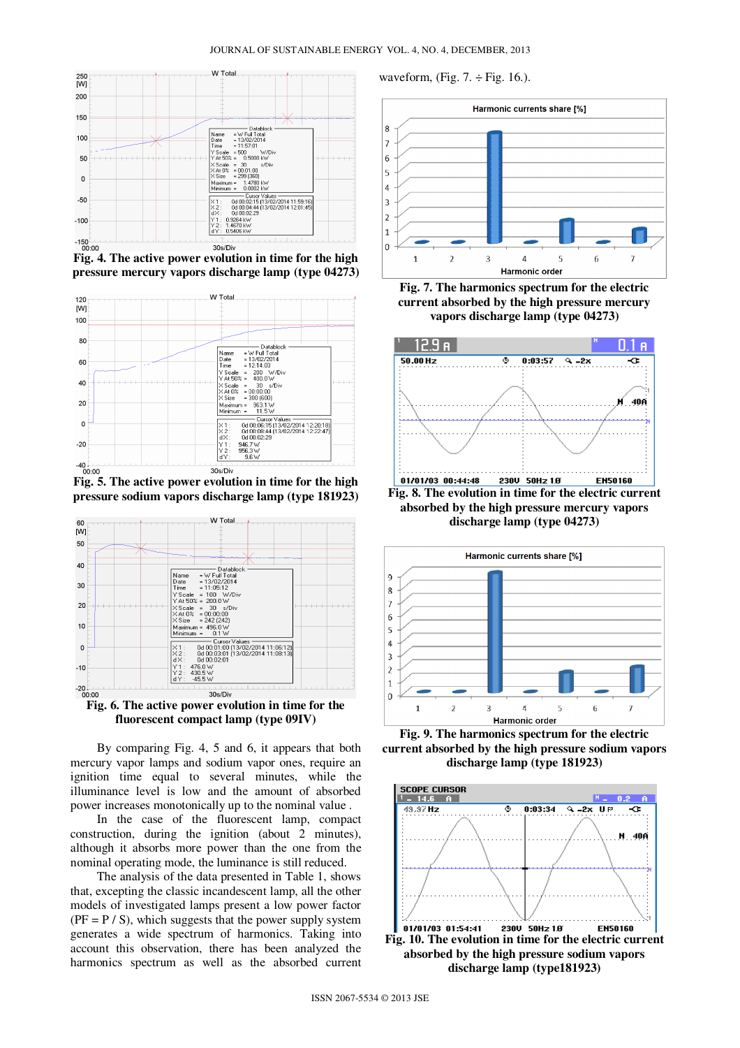Fig. 4. The active power evolution in time for the high pressure mercury vapors discharge lamp (type 04273)

Fig. 5. The active power evolution in time for the high pressure sodium vapors discharge lamp (type 181923)

Fig. 6. The active power evolution in time for the fluorescent compact lamp (type 09IV)

By comparing Fig. 4, 5 and 6, it appears that both mercury vapor lamps and sodium vapor ones, require an ignition time equal to several minutes, while the illuminance level is low and the amount of absorbed power increases monotonically up to the nominal value .

In the case of the fluorescent lamp, compact construction, during the ignition (about 2 minutes), although it absorbs more power than the one from the nominal operating mode, the luminance is still reduced.

The analysis of the data presented in Table 1, shows that, excepting the classic incandescent lamp, all the other models of investigated lamps present a low power factor (PF = P / S), which suggests that the power supply system generates a wide spectrum of harmonics. Taking into account this observation, there has been analyzed the harmonics spectrum as well as the absorbed current waveform, (Fig. 7. ÷ Fig. 16.).

Fig. 7. The harmonics spectrum for the electric current absorbed by the high pressure mercury vapors discharge lamp (type 04273)

Fig. 8. The evolution in time for the electric current absorbed by the high pressure mercury vapors discharge lamp (type 04273)

Fig. 9. The harmonics spectrum for the electric current absorbed by the high pressure sodium vapors discharge lamp (type 181923)

Fig. 10. The evolution in time for the electric current absorbed by the high pressure sodium vapors discharge lamp (type181923)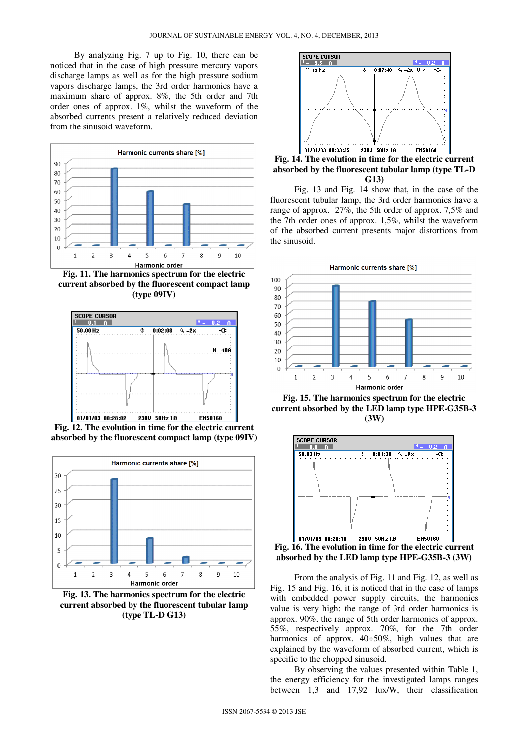By analyzing Fig. 7 up to Fig. 10, there can be noticed that in the case of high pressure mercury vapors discharge lamps as well as for the high pressure sodium vapors discharge lamps, the 3rd order harmonics have a maximum share of approx. 8%, the 5th order and 7th order ones of approx. 1%, whilst the waveform of the absorbed currents present a relatively reduced deviation from the sinusoid waveform.

**Fig. 11. The harmonics spectrum for the electric current absorbed by the fluorescent compact lamp (type 09IV)**

**Fig. 12. The evolution in time for the electric current absorbed by the fluorescent compact lamp (type 09IV)**

**Fig. 13. The harmonics spectrum for the electric current absorbed by the fluorescent tubular lamp (type TL-D G13)**

**Fig. 14. The evolution in time for the electric current absorbed by the fluorescent tubular lamp (type TL-D G13)**

Fig. 13 and Fig. 14 show that, in the case of the fluorescent tubular lamp, the 3rd order harmonics have a range of approx. 27%, the 5th order of approx. 7,5% and the 7th order ones of approx. 1,5%, whilst the waveform of the absorbed current presents major distortions from the sinusoid.

**Fig. 15. The harmonics spectrum for the electric current absorbed by the LED lamp type HPE-G35B-3 (3W)**

**Fig. 16. The evolution in time for the electric current absorbed by the LED lamp type HPE-G35B-3 (3W)**

From the analysis of Fig. 11 and Fig. 12, as well as Fig. 15 and Fig. 16, it is noticed that in the case of lamps with embedded power supply circuits, the harmonics value is very high: the range of 3rd order harmonics is approx. 90%, the range of 5th order harmonics of approx. 55%, respectively approx. 70%, for the 7th order harmonics of approx. 40÷50%, high values that are explained by the waveform of absorbed current, which is specific to the chopped sinusoid.

By observing the values presented within Table 1, the energy efficiency for the investigated lamps ranges between 1,3 and 17,92 lux/W, their classification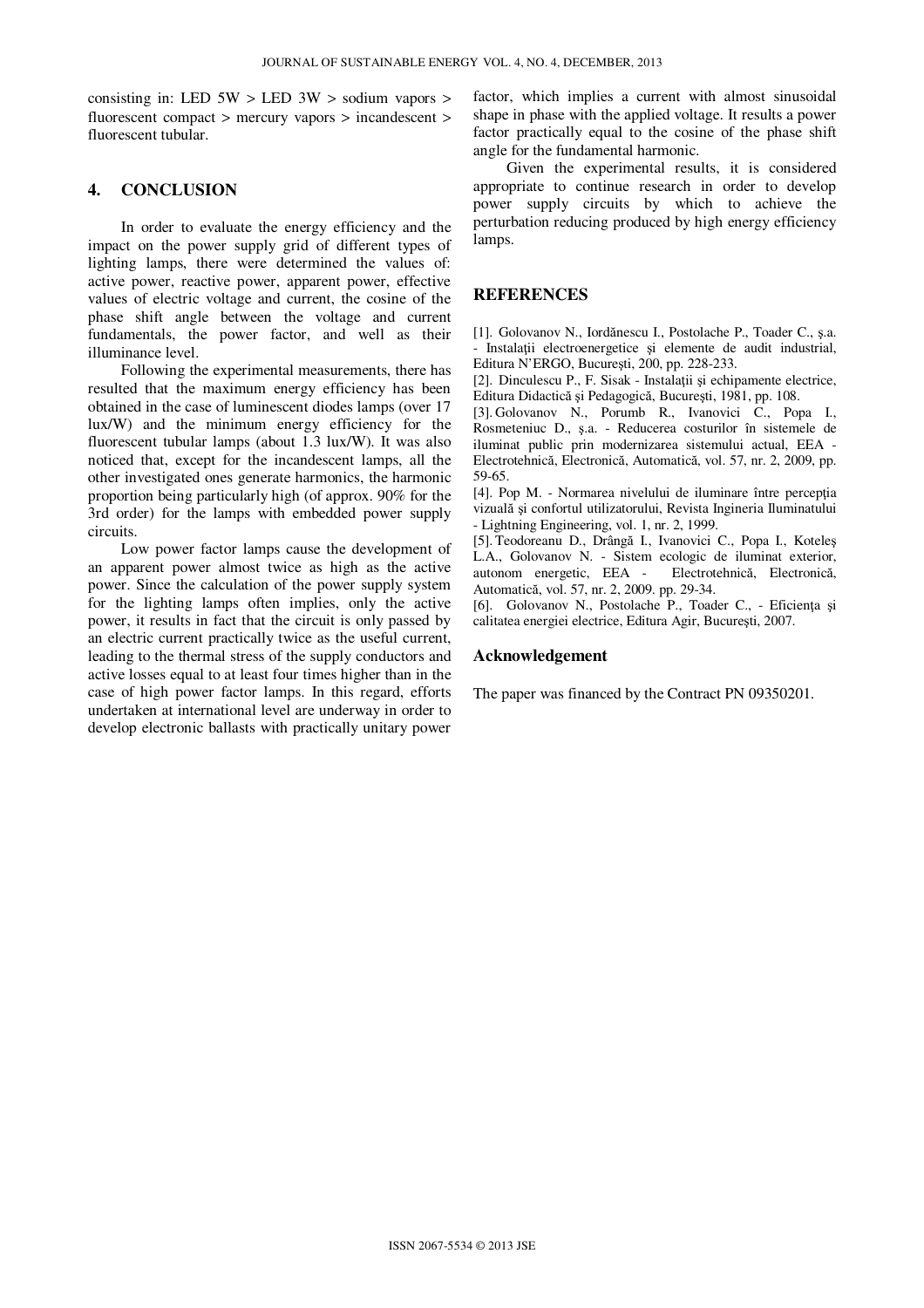consisting in: LED 5W > LED 3W > sodium vapors > fluorescent compact > mercury vapors > incandescent > fluorescent tubular.

## 4. CONCLUSION

In order to evaluate the energy efficiency and the impact on the power supply grid of different types of lighting lamps, there were determined the values of: active power, reactive power, apparent power, effective values of electric voltage and current, the cosine of the phase shift angle between the voltage and current fundamentals, the power factor, and well as their illuminance level.

Following the experimental measurements, there has resulted that the maximum energy efficiency has been obtained in the case of luminescent diodes lamps (over 17 lux/W) and the minimum energy efficiency for the fluorescent tubular lamps (about 1.3 lux/W). It was also noticed that, except for the incandescent lamps, all the other investigated ones generate harmonics, the harmonic proportion being particularly high (of approx. 90% for the 3rd order) for the lamps with embedded power supply circuits.

Low power factor lamps cause the development of an apparent power almost twice as high as the active power. Since the calculation of the power supply system for the lighting lamps often implies, only the active power, it results in fact that the circuit is only passed by an electric current practically twice as the useful current, leading to the thermal stress of the supply conductors and active losses equal to at least four times higher than in the case of high power factor lamps. In this regard, efforts undertaken at international level are underway in order to develop electronic ballasts with practically unitary power factor, which implies a current with almost sinusoidal shape in phase with the applied voltage. It results a power factor practically equal to the cosine of the phase shift angle for the fundamental harmonic.

Given the experimental results, it is considered appropriate to continue research in order to develop power supply circuits by which to achieve the perturbation reducing produced by high energy efficiency lamps.

## REFERENCES

[1]. Golovanov N., Iordănescu I., Postolache P., Toader C., ş.a. - Instalaţii electroenergetice şi elemente de audit industrial, Editura N'ERGO, Bucureşti, 200, pp. 228-233.

[2]. Dinculescu P., F. Sisak - Instalaţii şi echipamente electrice, Editura Didactică şi Pedagogică, Bucureşti, 1981, pp. 108.

[3]. Golovanov N., Porumb R., Ivanovici C., Popa I., Rosmeteniuc D., ş.a. - Reducerea costurilor în sistemele de iluminat public prin modernizarea sistemului actual, EEA - Electrotehnică, Electronică, Automatică, vol. 57, nr. 2, 2009, pp. 59-65.

[4]. Pop M. - Normarea nivelului de iluminare între percepţia vizuală şi confortul utilizatorului, Revista Ingineria Iluminatului - Lightning Engineering, vol. 1, nr. 2, 1999.

[5]. Teodoreanu D., Drângă I., Ivanovici C., Popa I., Koteleş L.A., Golovanov N. - Sistem ecologic de iluminat exterior, autonom energetic, EEA - Electrotehnică, Electronică, Automatică, vol. 57, nr. 2, 2009. pp. 29-34.

[6]. Golovanov N., Postolache P., Toader C., - Eficienţa şi calitatea energiei electrice, Editura Agir, Bucureşti, 2007.

## Acknowledgement

The paper was financed by the Contract PN 09350201.